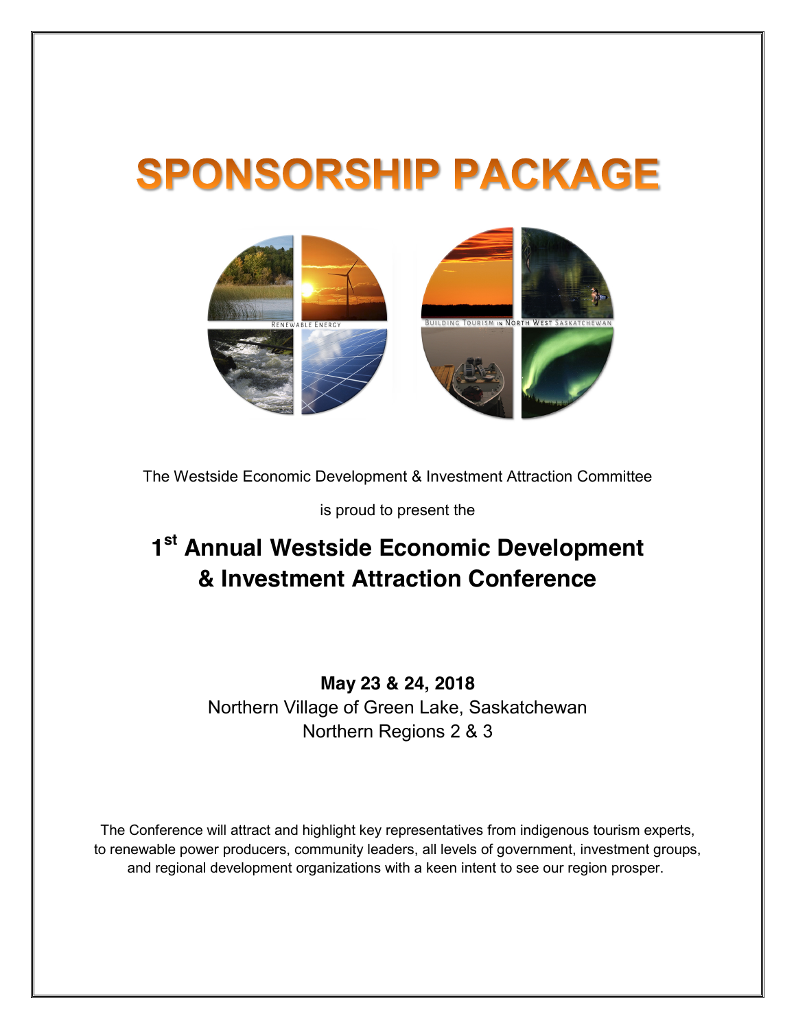# SPONSORSHIP PACKAGE

The Westside Economic Development & Investment Attraction Committee

is proud to present the

## 1st Annual Westside Economic Development & Investment Attraction Conference

**May 23 & 24, 2018**

Northern Village of Green Lake, Saskatchewan

Northern Regions 2 & 3

The Conference will attract and highlight key representatives from indigenous tourism experts, to renewable power producers, community leaders, all levels of government, investment groups, and regional development organizations with a keen intent to see our region prosper.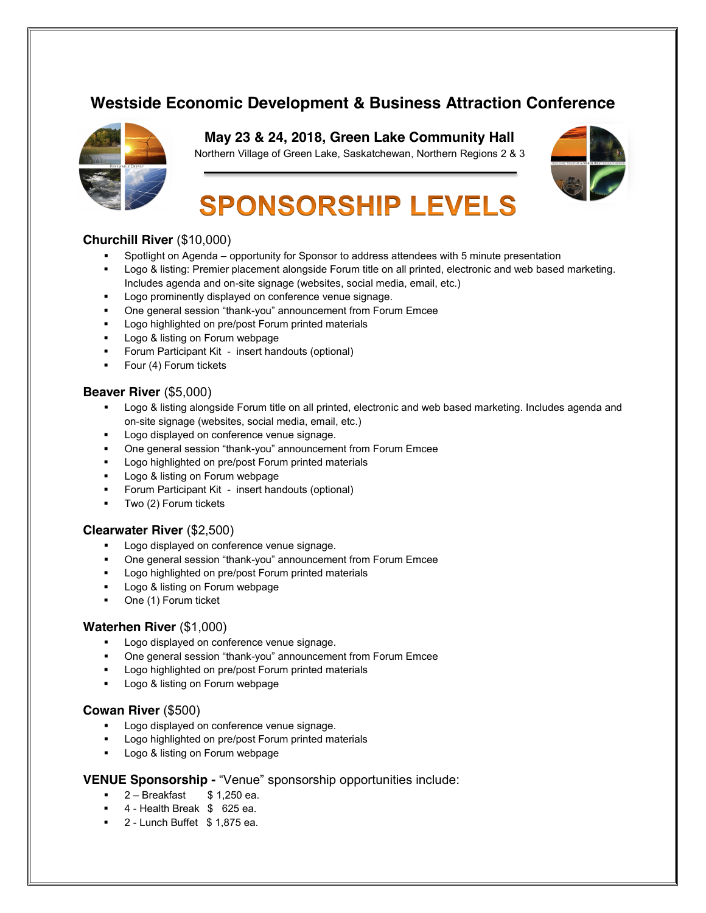# Westside Economic Development & Business Attraction Conference

**May 23 & 24, 2018, Green Lake Community Hall**

Northern Village of Green Lake, Saskatchewan, Northern Regions 2 & 3

## SPONSORSHIP LEVELS

### **Churchill River** ($10,000)

- Spotlight on Agenda – opportunity for Sponsor to address attendees with 5 minute presentation
- Logo & listing: Premier placement alongside Forum title on all printed, electronic and web based marketing. Includes agenda and on-site signage (websites, social media, email, etc.)
- Logo prominently displayed on conference venue signage.
- One general session "thank-you" announcement from Forum Emcee
- Logo highlighted on pre/post Forum printed materials
- Logo & listing on Forum webpage
- Forum Participant Kit - insert handouts (optional)
- Four (4) Forum tickets

### **Beaver River** ($5,000)

- Logo & listing alongside Forum title on all printed, electronic and web based marketing. Includes agenda and on-site signage (websites, social media, email, etc.)
- Logo displayed on conference venue signage.
- One general session "thank-you" announcement from Forum Emcee
- Logo highlighted on pre/post Forum printed materials
- Logo & listing on Forum webpage
- Forum Participant Kit - insert handouts (optional)
- Two (2) Forum tickets

### **Clearwater River** ($2,500)

- Logo displayed on conference venue signage.
- One general session "thank-you" announcement from Forum Emcee
- Logo highlighted on pre/post Forum printed materials
- Logo & listing on Forum webpage
- One (1) Forum ticket

### **Waterhen River** ($1,000)

- Logo displayed on conference venue signage.
- One general session "thank-you" announcement from Forum Emcee
- Logo highlighted on pre/post Forum printed materials
- Logo & listing on Forum webpage

### **Cowan River** ($500)

- Logo displayed on conference venue signage.
- Logo highlighted on pre/post Forum printed materials
- Logo & listing on Forum webpage

### **VENUE Sponsorship -** "Venue" sponsorship opportunities include:

- 2 – Breakfast $ 1,250 ea.
- 4 - Health Break $ 625 ea.
- 2 - Lunch Buffet $ 1,875 ea.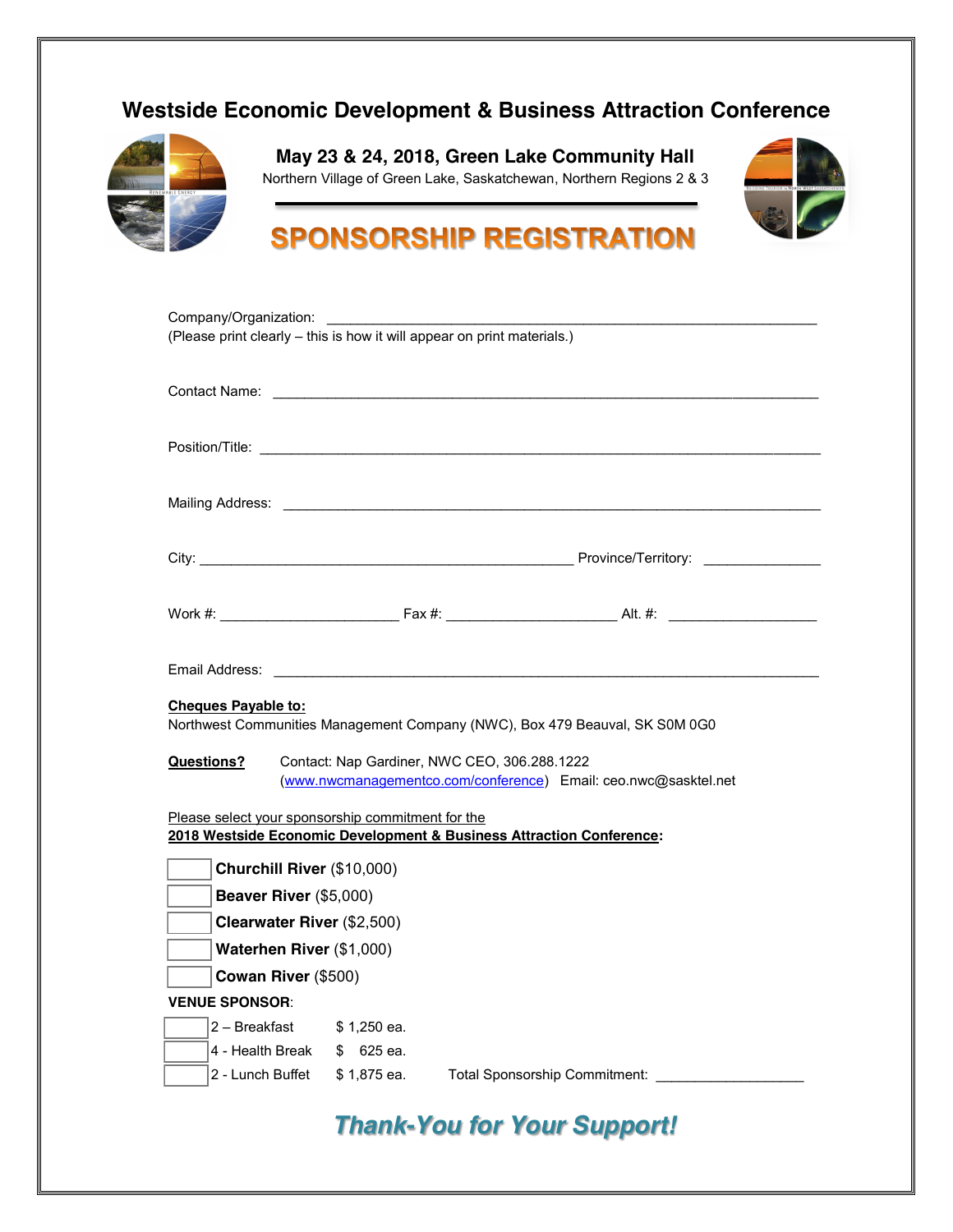# Westside Economic Development & Business Attraction Conference

**May 23 & 24, 2018, Green Lake Community Hall**

Northern Village of Green Lake, Saskatchewan, Northern Regions 2 & 3

## SPONSORSHIP REGISTRATION

Company/Organization: ____________________________________________________________

(Please print clearly – this is how it will appear on print materials.)

Contact Name: ____________________________________________________________

Position/Title: ____________________________________________________________

Mailing Address: ____________________________________________________________

City: ______________________________________________ Province/Territory: _______________

Work #: ______________________ Fax #: _____________________ Alt. #: ___________________

Email Address: ____________________________________________________________

**Cheques Payable to:**

Northwest Communities Management Company (NWC), Box 479 Beauval, SK S0M 0G0

**Questions?** Contact: Nap Gardiner, NWC CEO, 306.288.1222
(www.nwcmanagementco.com/conference) Email: ceo.nwc@sasktel.net

Please select your sponsorship commitment for the
**2018 Westside Economic Development & Business Attraction Conference:**

- ☐ **Churchill River** ($10,000)
- ☐ **Beaver River** ($5,000)
- ☐ **Clearwater River** ($2,500)
- ☐ **Waterhen River** ($1,000)
- ☐ **Cowan River** ($500)

**VENUE SPONSOR**:

- ☐ 2 – Breakfast $ 1,250 ea.
- ☐ 4 - Health Break $ 625 ea.
- ☐ 2 - Lunch Buffet $ 1,875 ea.

Total Sponsorship Commitment: ___________________

***Thank-You for Your Support!***